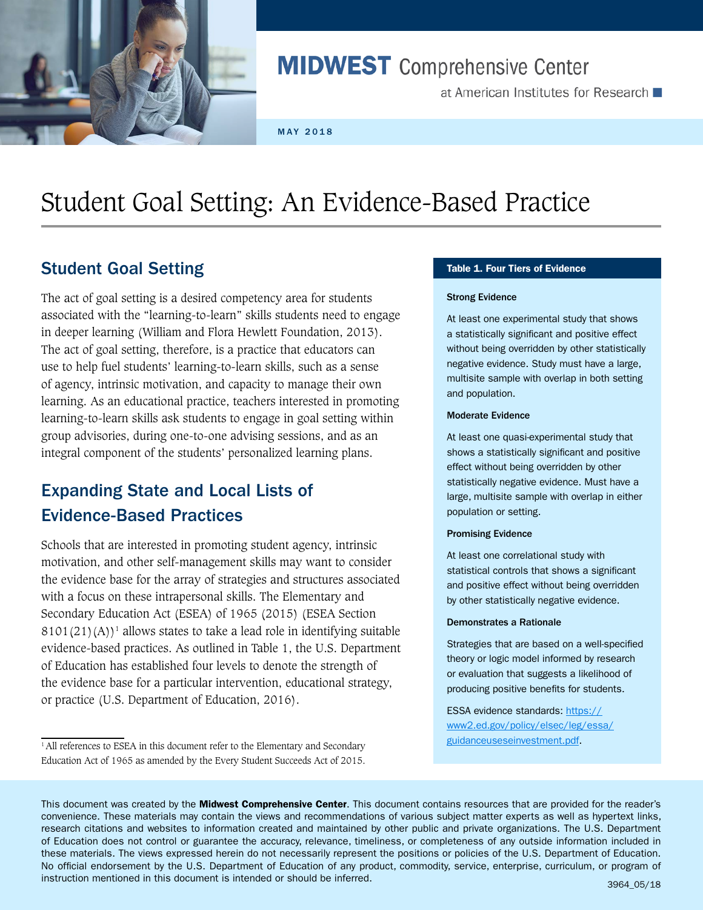MIDWEST Comprehensive Center

at American Institutes for Research

MAY 2018

# Student Goal Setting: An Evidence-Based Practice

## Student Goal Setting

The act of goal setting is a desired competency area for students associated with the "learning-to-learn" skills students need to engage in deeper learning (William and Flora Hewlett Foundation, 2013). The act of goal setting, therefore, is a practice that educators can use to help fuel students' learning-to-learn skills, such as a sense of agency, intrinsic motivation, and capacity to manage their own learning. As an educational practice, teachers interested in promoting learning-to-learn skills ask students to engage in goal setting within group advisories, during one-to-one advising sessions, and as an integral component of the students' personalized learning plans.

## Expanding State and Local Lists of Evidence-Based Practices

Schools that are interested in promoting student agency, intrinsic motivation, and other self-management skills may want to consider the evidence base for the array of strategies and structures associated with a focus on these intrapersonal skills. The Elementary and Secondary Education Act (ESEA) of 1965 (2015) (ESEA Section 8101(21)(A))[1] allows states to take a lead role in identifying suitable evidence-based practices. As outlined in Table 1, the U.S. Department of Education has established four levels to denote the strength of the evidence base for a particular intervention, educational strategy, or practice (U.S. Department of Education, 2016).

[1] All references to ESEA in this document refer to the Elementary and Secondary Education Act of 1965 as amended by the Every Student Succeeds Act of 2015.

**Table 1. Four Tiers of Evidence**

**Strong Evidence**

At least one experimental study that shows a statistically significant and positive effect without being overridden by other statistically negative evidence. Study must have a large, multisite sample with overlap in both setting and population.

**Moderate Evidence**

At least one quasi-experimental study that shows a statistically significant and positive effect without being overridden by other statistically negative evidence. Must have a large, multisite sample with overlap in either population or setting.

**Promising Evidence**

At least one correlational study with statistical controls that shows a significant and positive effect without being overridden by other statistically negative evidence.

**Demonstrates a Rationale**

Strategies that are based on a well-specified theory or logic model informed by research or evaluation that suggests a likelihood of producing positive benefits for students.

ESSA evidence standards: https://www2.ed.gov/policy/elsec/leg/essa/guidanceuseseinvestment.pdf.

This document was created by the **Midwest Comprehensive Center**. This document contains resources that are provided for the reader's convenience. These materials may contain the views and recommendations of various subject matter experts as well as hypertext links, research citations and websites to information created and maintained by other public and private organizations. The U.S. Department of Education does not control or guarantee the accuracy, relevance, timeliness, or completeness of any outside information included in these materials. The views expressed herein do not necessarily represent the positions or policies of the U.S. Department of Education. No official endorsement by the U.S. Department of Education of any product, commodity, service, enterprise, curriculum, or program of instruction mentioned in this document is intended or should be inferred.

3964_05/18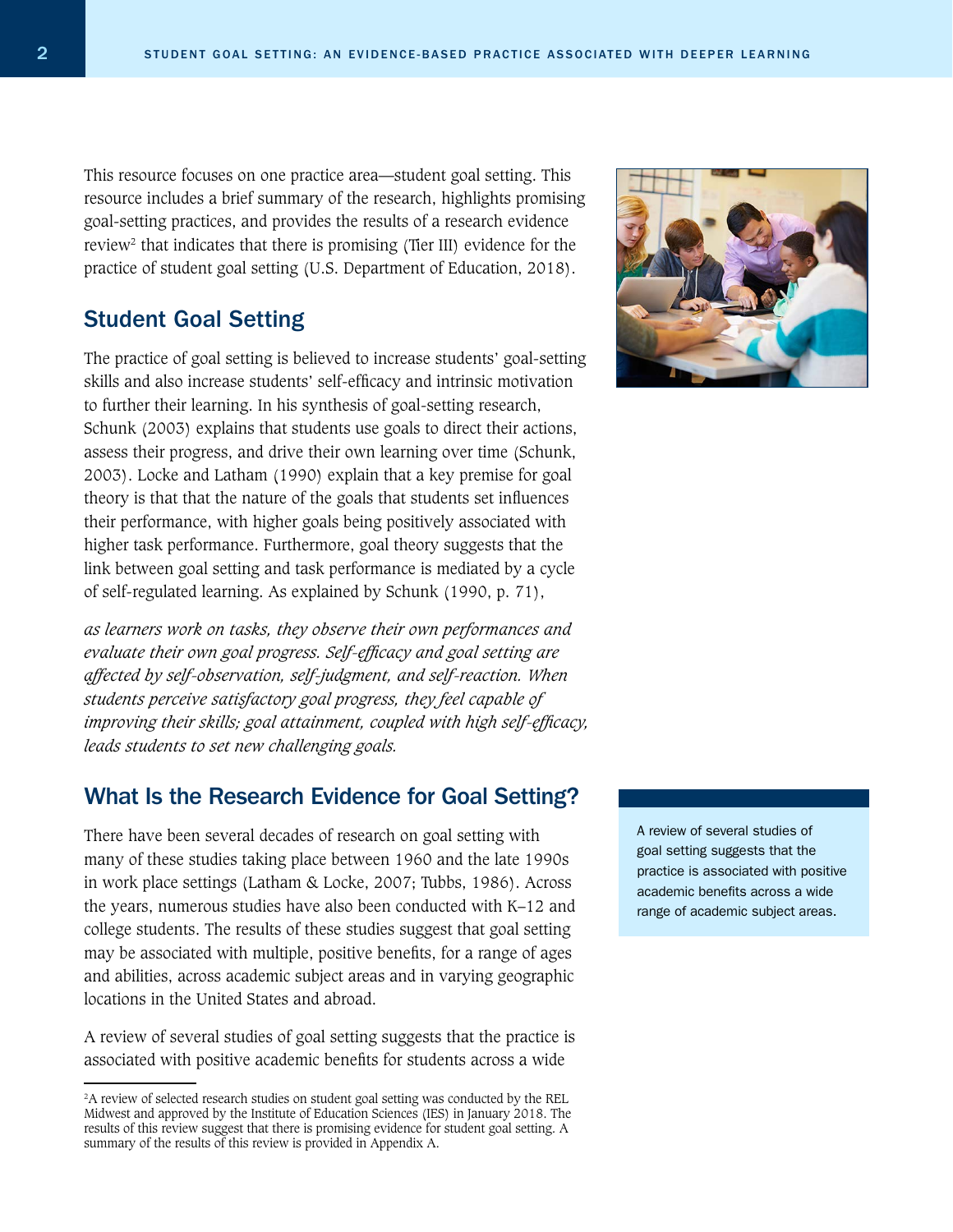This resource focuses on one practice area—student goal setting. This resource includes a brief summary of the research, highlights promising goal-setting practices, and provides the results of a research evidence review[2] that indicates that there is promising (Tier III) evidence for the practice of student goal setting (U.S. Department of Education, 2018).

## Student Goal Setting

The practice of goal setting is believed to increase students' goal-setting skills and also increase students' self-efficacy and intrinsic motivation to further their learning. In his synthesis of goal-setting research, Schunk (2003) explains that students use goals to direct their actions, assess their progress, and drive their own learning over time (Schunk, 2003). Locke and Latham (1990) explain that a key premise for goal theory is that that the nature of the goals that students set influences their performance, with higher goals being positively associated with higher task performance. Furthermore, goal theory suggests that the link between goal setting and task performance is mediated by a cycle of self-regulated learning. As explained by Schunk (1990, p. 71),

*as learners work on tasks, they observe their own performances and evaluate their own goal progress. Self-efficacy and goal setting are affected by self-observation, self-judgment, and self-reaction. When students perceive satisfactory goal progress, they feel capable of improving their skills; goal attainment, coupled with high self-efficacy, leads students to set new challenging goals.*

## What Is the Research Evidence for Goal Setting?

There have been several decades of research on goal setting with many of these studies taking place between 1960 and the late 1990s in work place settings (Latham & Locke, 2007; Tubbs, 1986). Across the years, numerous studies have also been conducted with K–12 and college students. The results of these studies suggest that goal setting may be associated with multiple, positive benefits, for a range of ages and abilities, across academic subject areas and in varying geographic locations in the United States and abroad.

> A review of several studies of goal setting suggests that the practice is associated with positive academic benefits across a wide range of academic subject areas.

A review of several studies of goal setting suggests that the practice is associated with positive academic benefits for students across a wide

[2] A review of selected research studies on student goal setting was conducted by the REL Midwest and approved by the Institute of Education Sciences (IES) in January 2018. The results of this review suggest that there is promising evidence for student goal setting. A summary of the results of this review is provided in Appendix A.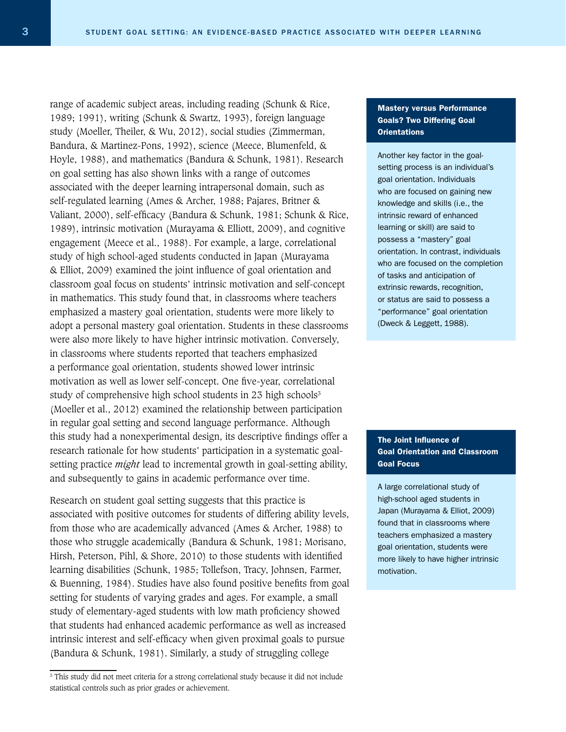range of academic subject areas, including reading (Schunk & Rice, 1989; 1991), writing (Schunk & Swartz, 1993), foreign language study (Moeller, Theiler, & Wu, 2012), social studies (Zimmerman, Bandura, & Martinez-Pons, 1992), science (Meece, Blumenfeld, & Hoyle, 1988), and mathematics (Bandura & Schunk, 1981). Research on goal setting has also shown links with a range of outcomes associated with the deeper learning intrapersonal domain, such as self-regulated learning (Ames & Archer, 1988; Pajares, Britner & Valiant, 2000), self-efficacy (Bandura & Schunk, 1981; Schunk & Rice, 1989), intrinsic motivation (Murayama & Elliott, 2009), and cognitive engagement (Meece et al., 1988). For example, a large, correlational study of high school-aged students conducted in Japan (Murayama & Elliot, 2009) examined the joint influence of goal orientation and classroom goal focus on students' intrinsic motivation and self-concept in mathematics. This study found that, in classrooms where teachers emphasized a mastery goal orientation, students were more likely to adopt a personal mastery goal orientation. Students in these classrooms were also more likely to have higher intrinsic motivation. Conversely, in classrooms where students reported that teachers emphasized a performance goal orientation, students showed lower intrinsic motivation as well as lower self-concept. One five-year, correlational study of comprehensive high school students in 23 high schools[3] (Moeller et al., 2012) examined the relationship between participation in regular goal setting and second language performance. Although this study had a nonexperimental design, its descriptive findings offer a research rationale for how students' participation in a systematic goal-setting practice *might* lead to incremental growth in goal-setting ability, and subsequently to gains in academic performance over time.

Research on student goal setting suggests that this practice is associated with positive outcomes for students of differing ability levels, from those who are academically advanced (Ames & Archer, 1988) to those who struggle academically (Bandura & Schunk, 1981; Morisano, Hirsh, Peterson, Pihl, & Shore, 2010) to those students with identified learning disabilities (Schunk, 1985; Tollefson, Tracy, Johnsen, Farmer, & Buenning, 1984). Studies have also found positive benefits from goal setting for students of varying grades and ages. For example, a small study of elementary-aged students with low math proficiency showed that students had enhanced academic performance as well as increased intrinsic interest and self-efficacy when given proximal goals to pursue (Bandura & Schunk, 1981). Similarly, a study of struggling college

**Mastery versus Performance Goals? Two Differing Goal Orientations**

Another key factor in the goal-setting process is an individual's goal orientation. Individuals who are focused on gaining new knowledge and skills (i.e., the intrinsic reward of enhanced learning or skill) are said to possess a "mastery" goal orientation. In contrast, individuals who are focused on the completion of tasks and anticipation of extrinsic rewards, recognition, or status are said to possess a "performance" goal orientation (Dweck & Leggett, 1988).

**The Joint Influence of Goal Orientation and Classroom Goal Focus**

A large correlational study of high-school aged students in Japan (Murayama & Elliot, 2009) found that in classrooms where teachers emphasized a mastery goal orientation, students were more likely to have higher intrinsic motivation.

[3] This study did not meet criteria for a strong correlational study because it did not include statistical controls such as prior grades or achievement.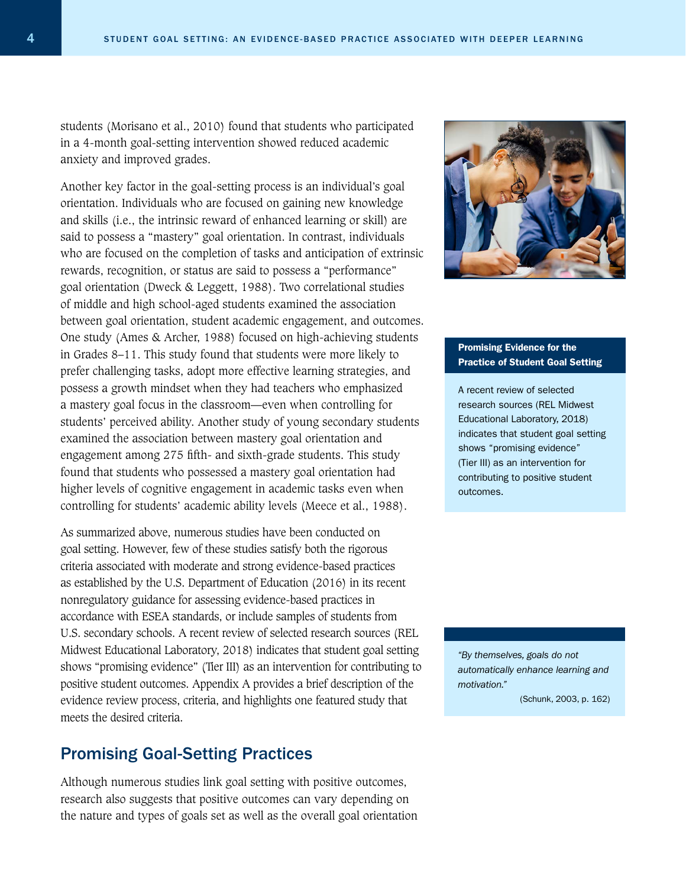students (Morisano et al., 2010) found that students who participated in a 4-month goal-setting intervention showed reduced academic anxiety and improved grades.

Another key factor in the goal-setting process is an individual's goal orientation. Individuals who are focused on gaining new knowledge and skills (i.e., the intrinsic reward of enhanced learning or skill) are said to possess a "mastery" goal orientation. In contrast, individuals who are focused on the completion of tasks and anticipation of extrinsic rewards, recognition, or status are said to possess a "performance" goal orientation (Dweck & Leggett, 1988). Two correlational studies of middle and high school-aged students examined the association between goal orientation, student academic engagement, and outcomes. One study (Ames & Archer, 1988) focused on high-achieving students in Grades 8–11. This study found that students were more likely to prefer challenging tasks, adopt more effective learning strategies, and possess a growth mindset when they had teachers who emphasized a mastery goal focus in the classroom—even when controlling for students' perceived ability. Another study of young secondary students examined the association between mastery goal orientation and engagement among 275 fifth- and sixth-grade students. This study found that students who possessed a mastery goal orientation had higher levels of cognitive engagement in academic tasks even when controlling for students' academic ability levels (Meece et al., 1988).

As summarized above, numerous studies have been conducted on goal setting. However, few of these studies satisfy both the rigorous criteria associated with moderate and strong evidence-based practices as established by the U.S. Department of Education (2016) in its recent nonregulatory guidance for assessing evidence-based practices in accordance with ESEA standards, or include samples of students from U.S. secondary schools. A recent review of selected research sources (REL Midwest Educational Laboratory, 2018) indicates that student goal setting shows "promising evidence" (Tier III) as an intervention for contributing to positive student outcomes. Appendix A provides a brief description of the evidence review process, criteria, and highlights one featured study that meets the desired criteria.

**Promising Evidence for the Practice of Student Goal Setting**

A recent review of selected research sources (REL Midwest Educational Laboratory, 2018) indicates that student goal setting shows "promising evidence" (Tier III) as an intervention for contributing to positive student outcomes.

*"By themselves, goals do not automatically enhance learning and motivation."*

(Schunk, 2003, p. 162)

## Promising Goal-Setting Practices

Although numerous studies link goal setting with positive outcomes, research also suggests that positive outcomes can vary depending on the nature and types of goals set as well as the overall goal orientation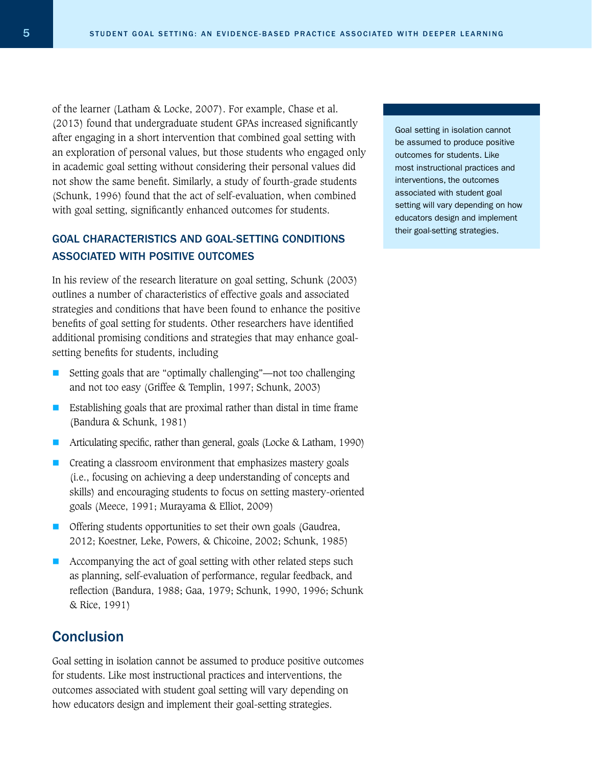of the learner (Latham & Locke, 2007). For example, Chase et al. (2013) found that undergraduate student GPAs increased significantly after engaging in a short intervention that combined goal setting with an exploration of personal values, but those students who engaged only in academic goal setting without considering their personal values did not show the same benefit. Similarly, a study of fourth-grade students (Schunk, 1996) found that the act of self-evaluation, when combined with goal setting, significantly enhanced outcomes for students.

> Goal setting in isolation cannot be assumed to produce positive outcomes for students. Like most instructional practices and interventions, the outcomes associated with student goal setting will vary depending on how educators design and implement their goal-setting strategies.

### GOAL CHARACTERISTICS AND GOAL-SETTING CONDITIONS ASSOCIATED WITH POSITIVE OUTCOMES

In his review of the research literature on goal setting, Schunk (2003) outlines a number of characteristics of effective goals and associated strategies and conditions that have been found to enhance the positive benefits of goal setting for students. Other researchers have identified additional promising conditions and strategies that may enhance goal-setting benefits for students, including

- Setting goals that are "optimally challenging"—not too challenging and not too easy (Griffee & Templin, 1997; Schunk, 2003)
- Establishing goals that are proximal rather than distal in time frame (Bandura & Schunk, 1981)
- Articulating specific, rather than general, goals (Locke & Latham, 1990)
- Creating a classroom environment that emphasizes mastery goals (i.e., focusing on achieving a deep understanding of concepts and skills) and encouraging students to focus on setting mastery-oriented goals (Meece, 1991; Murayama & Elliot, 2009)
- Offering students opportunities to set their own goals (Gaudrea, 2012; Koestner, Leke, Powers, & Chicoine, 2002; Schunk, 1985)
- Accompanying the act of goal setting with other related steps such as planning, self-evaluation of performance, regular feedback, and reflection (Bandura, 1988; Gaa, 1979; Schunk, 1990, 1996; Schunk & Rice, 1991)

## Conclusion

Goal setting in isolation cannot be assumed to produce positive outcomes for students. Like most instructional practices and interventions, the outcomes associated with student goal setting will vary depending on how educators design and implement their goal-setting strategies.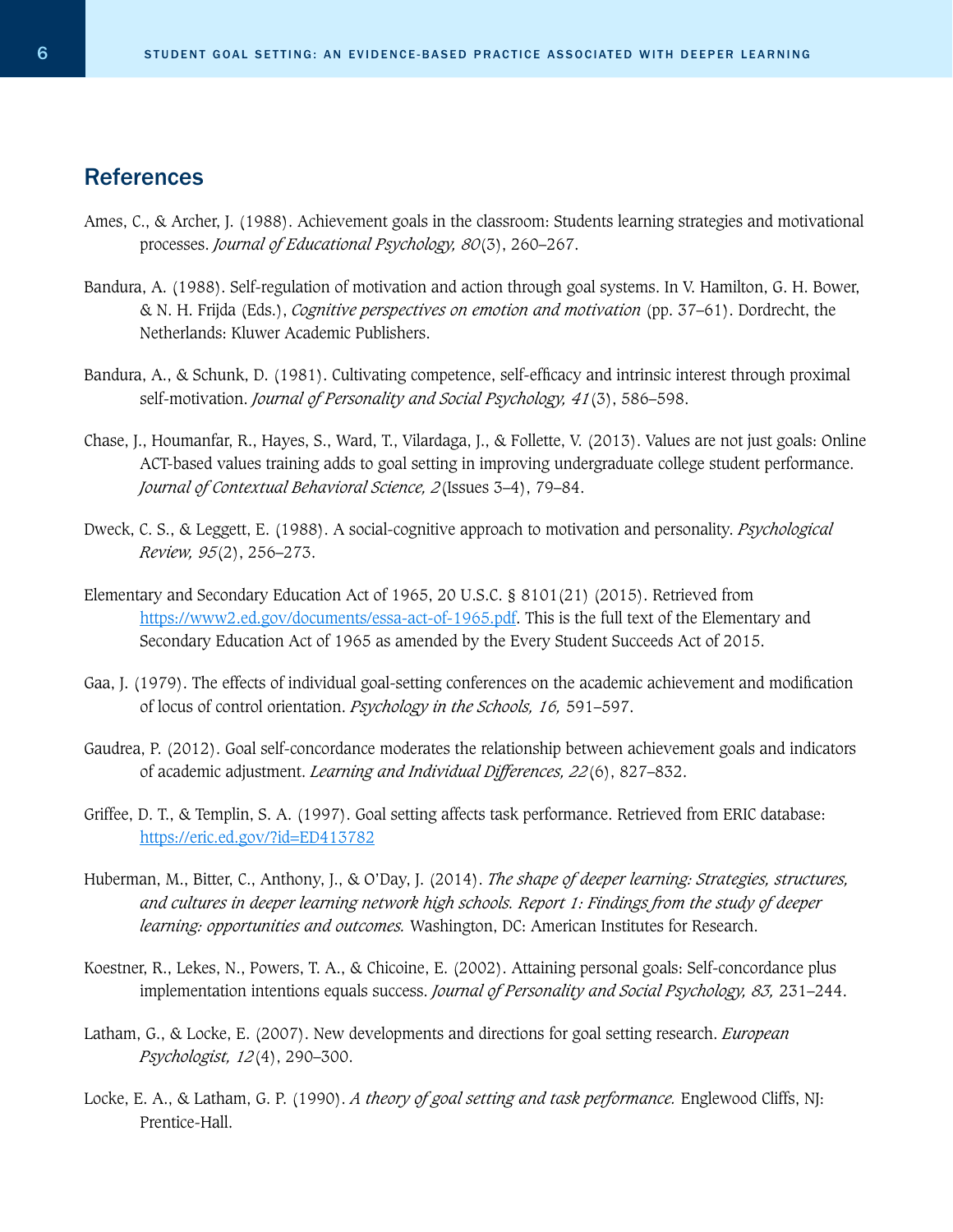## References

Ames, C., & Archer, J. (1988). Achievement goals in the classroom: Students learning strategies and motivational processes. *Journal of Educational Psychology, 80*(3), 260–267.

Bandura, A. (1988). Self-regulation of motivation and action through goal systems. In V. Hamilton, G. H. Bower, & N. H. Frijda (Eds.), *Cognitive perspectives on emotion and motivation* (pp. 37–61). Dordrecht, the Netherlands: Kluwer Academic Publishers.

Bandura, A., & Schunk, D. (1981). Cultivating competence, self-efficacy and intrinsic interest through proximal self-motivation. *Journal of Personality and Social Psychology, 41*(3), 586–598.

Chase, J., Houmanfar, R., Hayes, S., Ward, T., Vilardaga, J., & Follette, V. (2013). Values are not just goals: Online ACT-based values training adds to goal setting in improving undergraduate college student performance. *Journal of Contextual Behavioral Science, 2*(Issues 3–4), 79–84.

Dweck, C. S., & Leggett, E. (1988). A social-cognitive approach to motivation and personality. *Psychological Review, 95*(2), 256–273.

Elementary and Secondary Education Act of 1965, 20 U.S.C. § 8101(21) (2015). Retrieved from https://www2.ed.gov/documents/essa-act-of-1965.pdf. This is the full text of the Elementary and Secondary Education Act of 1965 as amended by the Every Student Succeeds Act of 2015.

Gaa, J. (1979). The effects of individual goal-setting conferences on the academic achievement and modification of locus of control orientation. *Psychology in the Schools, 16,* 591–597.

Gaudrea, P. (2012). Goal self-concordance moderates the relationship between achievement goals and indicators of academic adjustment. *Learning and Individual Differences, 22*(6), 827–832.

Griffee, D. T., & Templin, S. A. (1997). Goal setting affects task performance. Retrieved from ERIC database: https://eric.ed.gov/?id=ED413782

Huberman, M., Bitter, C., Anthony, J., & O'Day, J. (2014). *The shape of deeper learning: Strategies, structures, and cultures in deeper learning network high schools. Report 1: Findings from the study of deeper learning: opportunities and outcomes.* Washington, DC: American Institutes for Research.

Koestner, R., Lekes, N., Powers, T. A., & Chicoine, E. (2002). Attaining personal goals: Self-concordance plus implementation intentions equals success. *Journal of Personality and Social Psychology, 83,* 231–244.

Latham, G., & Locke, E. (2007). New developments and directions for goal setting research. *European Psychologist, 12*(4), 290–300.

Locke, E. A., & Latham, G. P. (1990). *A theory of goal setting and task performance.* Englewood Cliffs, NJ: Prentice-Hall.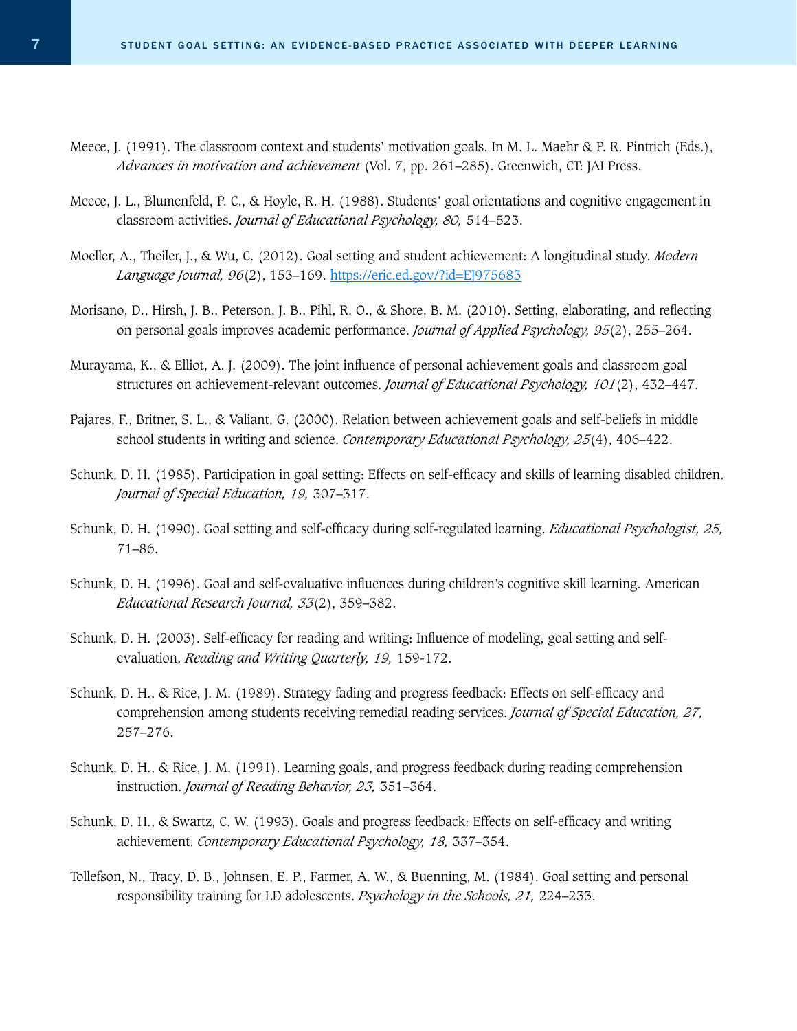Meece, J. (1991). The classroom context and students' motivation goals. In M. L. Maehr & P. R. Pintrich (Eds.), *Advances in motivation and achievement* (Vol. 7, pp. 261–285). Greenwich, CT: JAI Press.

Meece, J. L., Blumenfeld, P. C., & Hoyle, R. H. (1988). Students' goal orientations and cognitive engagement in classroom activities. *Journal of Educational Psychology, 80,* 514–523.

Moeller, A., Theiler, J., & Wu, C. (2012). Goal setting and student achievement: A longitudinal study. *Modern Language Journal, 96*(2), 153–169. [https://eric.ed.gov/?id=EJ975683](https://eric.ed.gov/?id=EJ975683)

Morisano, D., Hirsh, J. B., Peterson, J. B., Pihl, R. O., & Shore, B. M. (2010). Setting, elaborating, and reflecting on personal goals improves academic performance. *Journal of Applied Psychology, 95*(2), 255–264.

Murayama, K., & Elliot, A. J. (2009). The joint influence of personal achievement goals and classroom goal structures on achievement-relevant outcomes. *Journal of Educational Psychology, 101*(2), 432–447.

Pajares, F., Britner, S. L., & Valiant, G. (2000). Relation between achievement goals and self-beliefs in middle school students in writing and science. *Contemporary Educational Psychology, 25*(4), 406–422.

Schunk, D. H. (1985). Participation in goal setting: Effects on self-efficacy and skills of learning disabled children. *Journal of Special Education, 19,* 307–317.

Schunk, D. H. (1990). Goal setting and self-efficacy during self-regulated learning. *Educational Psychologist, 25,* 71–86.

Schunk, D. H. (1996). Goal and self-evaluative influences during children's cognitive skill learning. American *Educational Research Journal, 33*(2), 359–382.

Schunk, D. H. (2003). Self-efficacy for reading and writing: Influence of modeling, goal setting and self-evaluation. *Reading and Writing Quarterly, 19,* 159-172.

Schunk, D. H., & Rice, J. M. (1989). Strategy fading and progress feedback: Effects on self-efficacy and comprehension among students receiving remedial reading services. *Journal of Special Education, 27,* 257–276.

Schunk, D. H., & Rice, J. M. (1991). Learning goals, and progress feedback during reading comprehension instruction. *Journal of Reading Behavior, 23,* 351–364.

Schunk, D. H., & Swartz, C. W. (1993). Goals and progress feedback: Effects on self-efficacy and writing achievement. *Contemporary Educational Psychology, 18,* 337–354.

Tollefson, N., Tracy, D. B., Johnsen, E. P., Farmer, A. W., & Buenning, M. (1984). Goal setting and personal responsibility training for LD adolescents. *Psychology in the Schools, 21,* 224–233.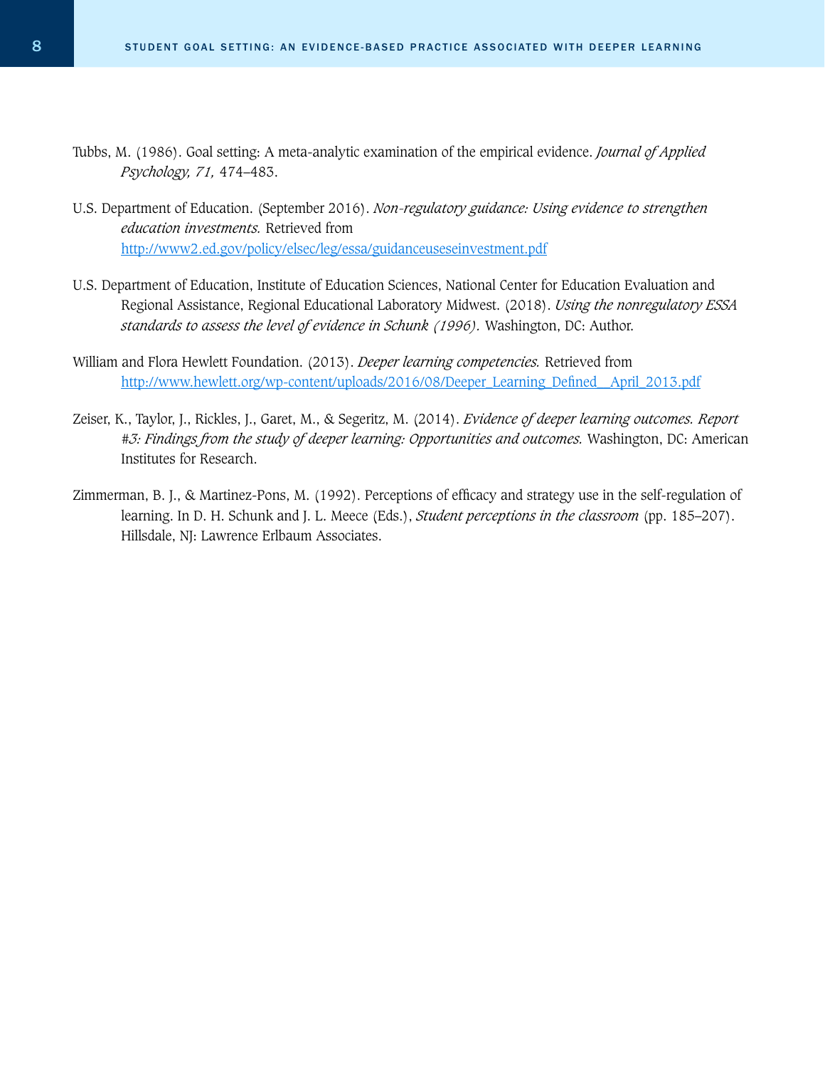Tubbs, M. (1986). Goal setting: A meta-analytic examination of the empirical evidence. *Journal of Applied Psychology, 71,* 474–483.

U.S. Department of Education. (September 2016). *Non-regulatory guidance: Using evidence to strengthen education investments.* Retrieved from http://www2.ed.gov/policy/elsec/leg/essa/guidanceuseseinvestment.pdf

U.S. Department of Education, Institute of Education Sciences, National Center for Education Evaluation and Regional Assistance, Regional Educational Laboratory Midwest. (2018). *Using the nonregulatory ESSA standards to assess the level of evidence in Schunk (1996).* Washington, DC: Author.

William and Flora Hewlett Foundation. (2013). *Deeper learning competencies.* Retrieved from http://www.hewlett.org/wp-content/uploads/2016/08/Deeper_Learning_Defined__April_2013.pdf

Zeiser, K., Taylor, J., Rickles, J., Garet, M., & Segeritz, M. (2014). *Evidence of deeper learning outcomes. Report #3: Findings from the study of deeper learning: Opportunities and outcomes.* Washington, DC: American Institutes for Research.

Zimmerman, B. J., & Martinez-Pons, M. (1992). Perceptions of efficacy and strategy use in the self-regulation of learning. In D. H. Schunk and J. L. Meece (Eds.), *Student perceptions in the classroom* (pp. 185–207). Hillsdale, NJ: Lawrence Erlbaum Associates.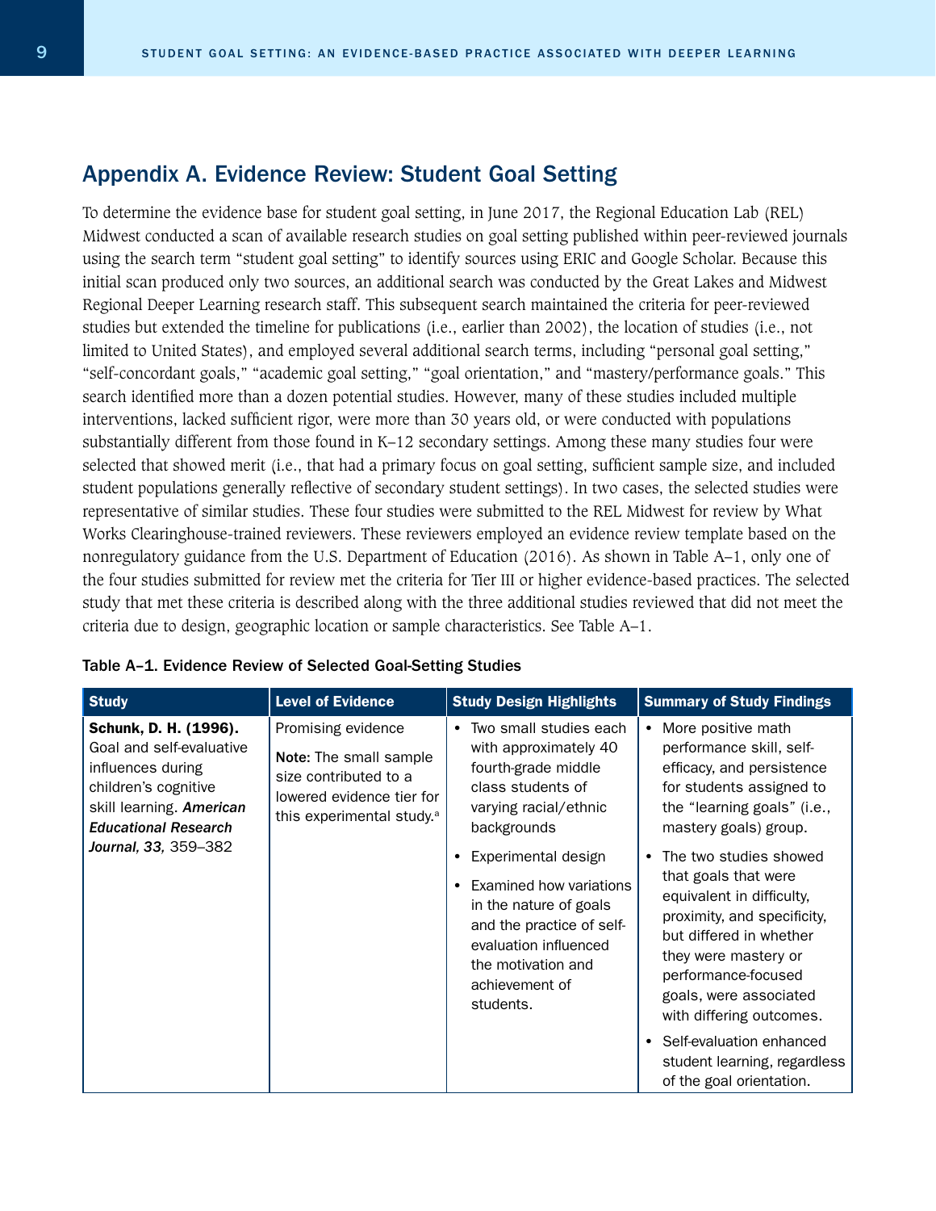## Appendix A. Evidence Review: Student Goal Setting

To determine the evidence base for student goal setting, in June 2017, the Regional Education Lab (REL) Midwest conducted a scan of available research studies on goal setting published within peer-reviewed journals using the search term "student goal setting" to identify sources using ERIC and Google Scholar. Because this initial scan produced only two sources, an additional search was conducted by the Great Lakes and Midwest Regional Deeper Learning research staff. This subsequent search maintained the criteria for peer-reviewed studies but extended the timeline for publications (i.e., earlier than 2002), the location of studies (i.e., not limited to United States), and employed several additional search terms, including "personal goal setting," "self-concordant goals," "academic goal setting," "goal orientation," and "mastery/performance goals." This search identified more than a dozen potential studies. However, many of these studies included multiple interventions, lacked sufficient rigor, were more than 30 years old, or were conducted with populations substantially different from those found in K–12 secondary settings. Among these many studies four were selected that showed merit (i.e., that had a primary focus on goal setting, sufficient sample size, and included student populations generally reflective of secondary student settings). In two cases, the selected studies were representative of similar studies. These four studies were submitted to the REL Midwest for review by What Works Clearinghouse-trained reviewers. These reviewers employed an evidence review template based on the nonregulatory guidance from the U.S. Department of Education (2016). As shown in Table A–1, only one of the four studies submitted for review met the criteria for Tier III or higher evidence-based practices. The selected study that met these criteria is described along with the three additional studies reviewed that did not meet the criteria due to design, geographic location or sample characteristics. See Table A–1.

**Table A–1. Evidence Review of Selected Goal-Setting Studies**

| Study | Level of Evidence | Study Design Highlights | Summary of Study Findings |
|---|---|---|---|
| **Schunk, D. H. (1996).** Goal and self-evaluative influences during children's cognitive skill learning. ***American Educational Research Journal, 33,*** 359–382 | Promising evidence<br><br>**Note:** The small sample size contributed to a lowered evidence tier for this experimental study.[a] | • Two small studies each with approximately 40 fourth-grade middle class students of varying racial/ethnic backgrounds<br>• Experimental design<br>• Examined how variations in the nature of goals and the practice of self-evaluation influenced the motivation and achievement of students. | • More positive math performance skill, self-efficacy, and persistence for students assigned to the "learning goals" (i.e., mastery goals) group.<br>• The two studies showed that goals that were equivalent in difficulty, proximity, and specificity, but differed in whether they were mastery or performance-focused goals, were associated with differing outcomes.<br>• Self-evaluation enhanced student learning, regardless of the goal orientation. |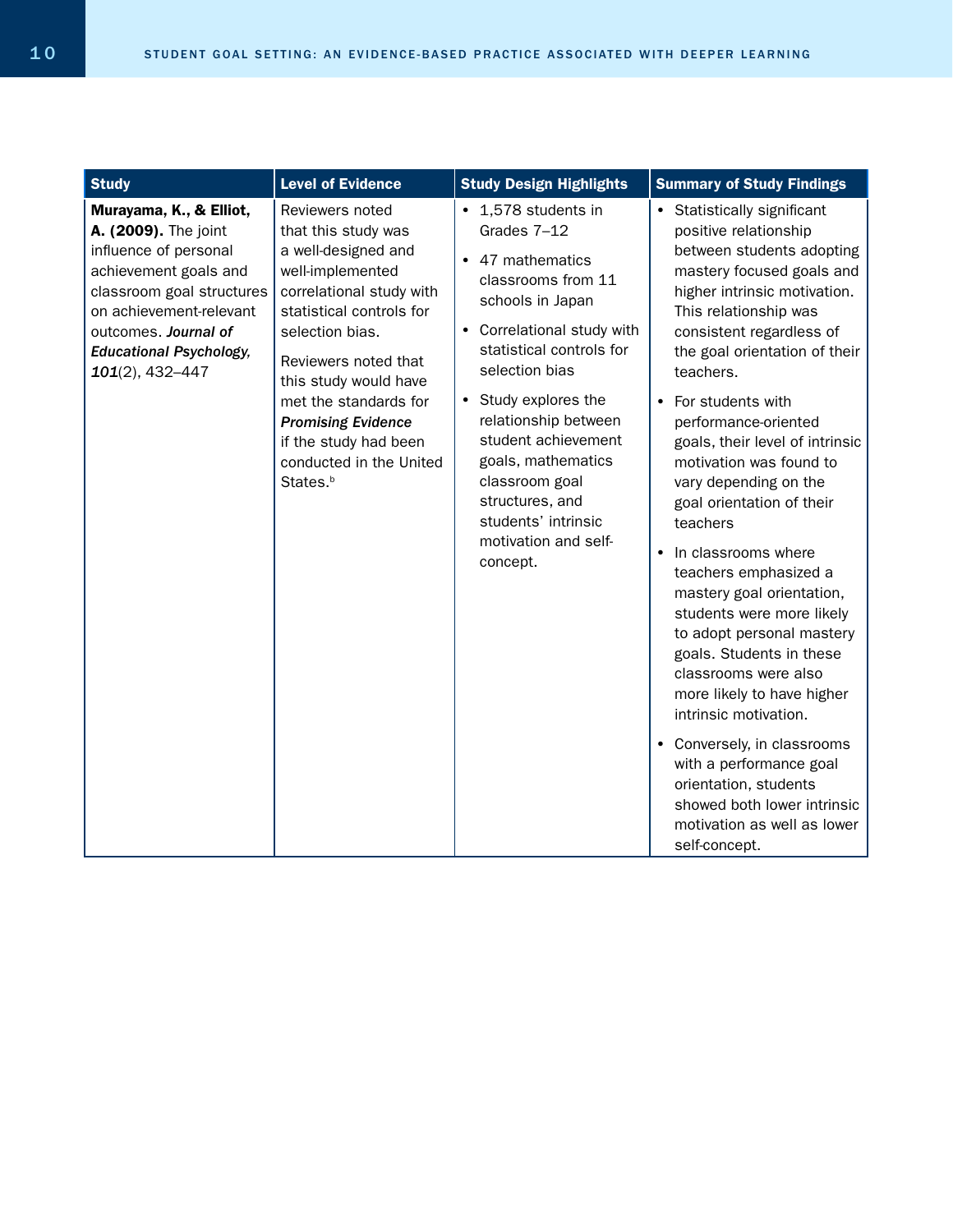| Study | Level of Evidence | Study Design Highlights | Summary of Study Findings |
|---|---|---|---|
| **Murayama, K., & Elliot, A. (2009).** The joint influence of personal achievement goals and classroom goal structures on achievement-relevant outcomes. ***Journal of Educational Psychology, 101***(2), 432–447 | Reviewers noted that this study was a well-designed and well-implemented correlational study with statistical controls for selection bias.<br><br>Reviewers noted that this study would have met the standards for ***Promising Evidence*** if the study had been conducted in the United States.[b] | • 1,578 students in Grades 7–12<br>• 47 mathematics classrooms from 11 schools in Japan<br>• Correlational study with statistical controls for selection bias<br>• Study explores the relationship between student achievement goals, mathematics classroom goal structures, and students' intrinsic motivation and self-concept. | • Statistically significant positive relationship between students adopting mastery focused goals and higher intrinsic motivation. This relationship was consistent regardless of the goal orientation of their teachers.<br>• For students with performance-oriented goals, their level of intrinsic motivation was found to vary depending on the goal orientation of their teachers<br>• In classrooms where teachers emphasized a mastery goal orientation, students were more likely to adopt personal mastery goals. Students in these classrooms were also more likely to have higher intrinsic motivation.<br>• Conversely, in classrooms with a performance goal orientation, students showed both lower intrinsic motivation as well as lower self-concept. |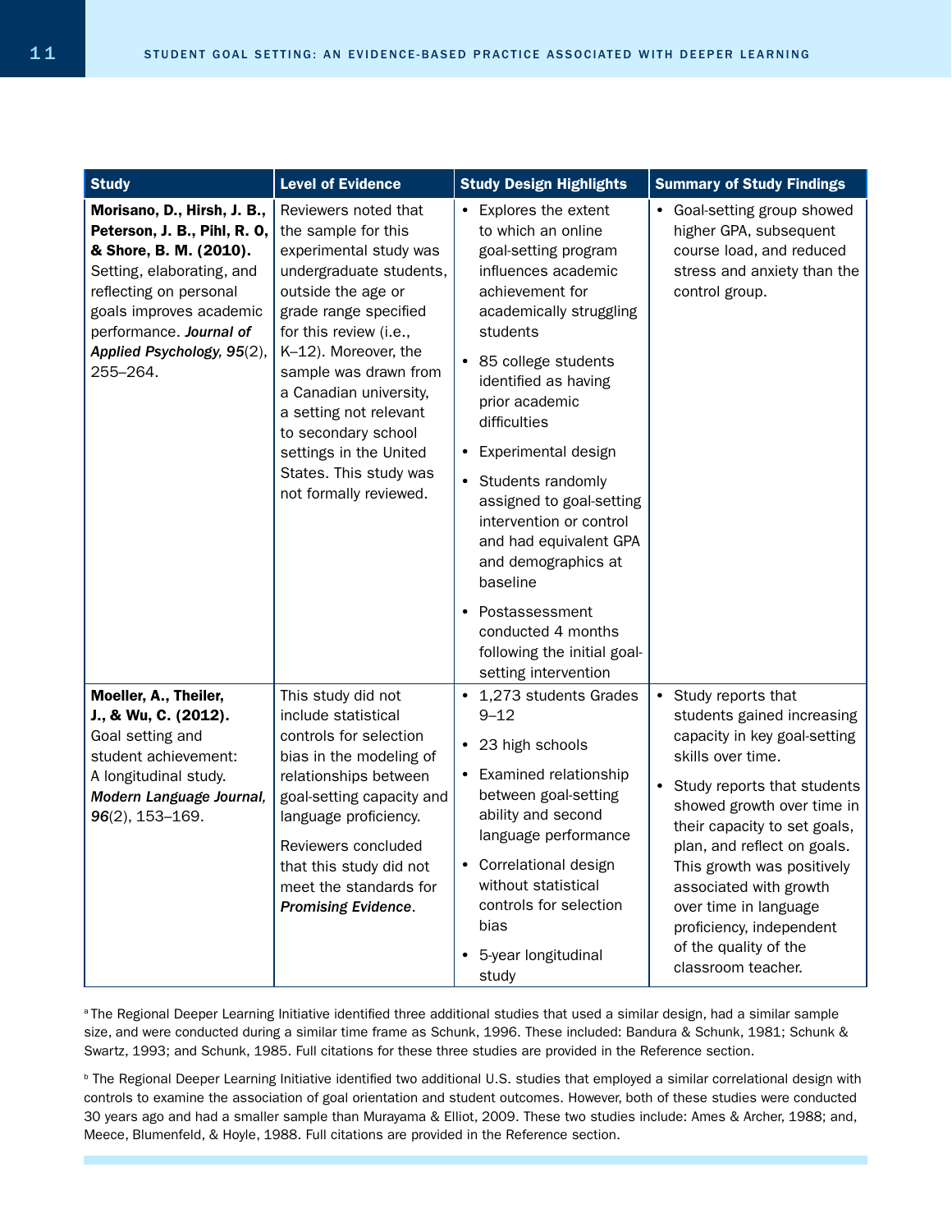| Study | Level of Evidence | Study Design Highlights | Summary of Study Findings |
|---|---|---|---|
| **Morisano, D., Hirsh, J. B., Peterson, J. B., Pihl, R. O, & Shore, B. M. (2010).** Setting, elaborating, and reflecting on personal goals improves academic performance. ***Journal of Applied Psychology, 95***(2), 255–264. | Reviewers noted that the sample for this experimental study was undergraduate students, outside the age or grade range specified for this review (i.e., K–12). Moreover, the sample was drawn from a Canadian university, a setting not relevant to secondary school settings in the United States. This study was not formally reviewed. | • Explores the extent to which an online goal-setting program influences academic achievement for academically struggling students<br>• 85 college students identified as having prior academic difficulties<br>• Experimental design<br>• Students randomly assigned to goal-setting intervention or control and had equivalent GPA and demographics at baseline<br>• Postassessment conducted 4 months following the initial goal-setting intervention | • Goal-setting group showed higher GPA, subsequent course load, and reduced stress and anxiety than the control group. |
| **Moeller, A., Theiler, J., & Wu, C. (2012).** Goal setting and student achievement: A longitudinal study. ***Modern Language Journal, 96***(2), 153–169. | This study did not include statistical controls for selection bias in the modeling of relationships between goal-setting capacity and language proficiency.<br>Reviewers concluded that this study did not meet the standards for ***Promising Evidence***. | • 1,273 students Grades 9–12<br>• 23 high schools<br>• Examined relationship between goal-setting ability and second language performance<br>• Correlational design without statistical controls for selection bias<br>• 5-year longitudinal study | • Study reports that students gained increasing capacity in key goal-setting skills over time.<br>• Study reports that students showed growth over time in their capacity to set goals, plan, and reflect on goals. This growth was positively associated with growth over time in language proficiency, independent of the quality of the classroom teacher. |

[a] The Regional Deeper Learning Initiative identified three additional studies that used a similar design, had a similar sample size, and were conducted during a similar time frame as Schunk, 1996. These included: Bandura & Schunk, 1981; Schunk & Swartz, 1993; and Schunk, 1985. Full citations for these three studies are provided in the Reference section.

[b] The Regional Deeper Learning Initiative identified two additional U.S. studies that employed a similar correlational design with controls to examine the association of goal orientation and student outcomes. However, both of these studies were conducted 30 years ago and had a smaller sample than Murayama & Elliot, 2009. These two studies include: Ames & Archer, 1988; and, Meece, Blumenfeld, & Hoyle, 1988. Full citations are provided in the Reference section.